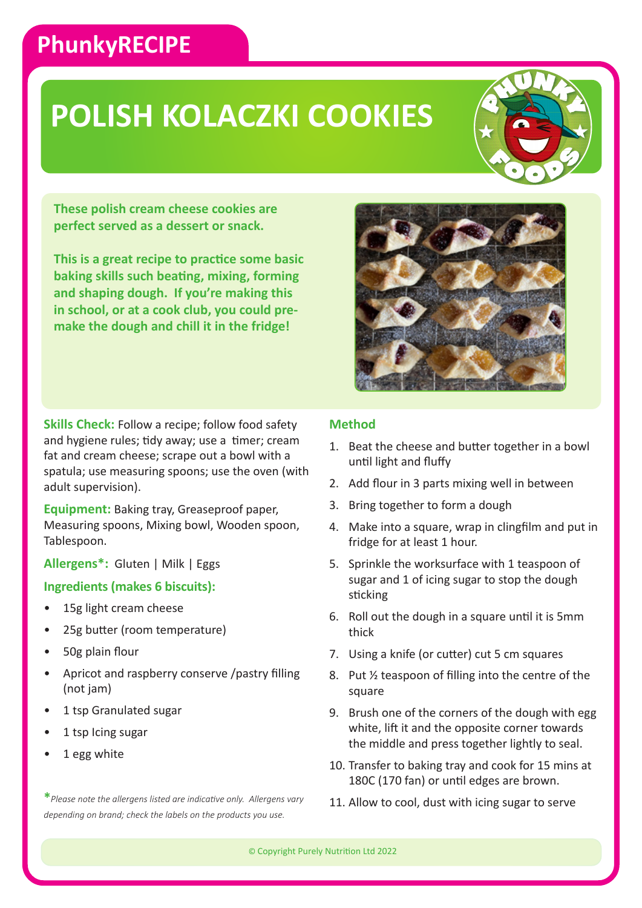PhunkyRECIPE

# POLISH KOLACZKI COOKIES

**These polish cream cheese cookies are perfect served as a dessert or snack.**

**This is a great recipe to practice some basic baking skills such beating, mixing, forming and shaping dough. If you're making this in school, or at a cook club, you could pre-make the dough and chill it in the fridge!**

**Skills Check:** Follow a recipe; follow food safety and hygiene rules; tidy away; use a timer; cream fat and cream cheese; scrape out a bowl with a spatula; use measuring spoons; use the oven (with adult supervision).

**Equipment:** Baking tray, Greaseproof paper, Measuring spoons, Mixing bowl, Wooden spoon, Tablespoon.

**Allergens*:** Gluten | Milk | Eggs

### Ingredients (makes 6 biscuits):

- 15g light cream cheese
- 25g butter (room temperature)
- 50g plain flour
- Apricot and raspberry conserve /pastry filling (not jam)
- 1 tsp Granulated sugar
- 1 tsp Icing sugar
- 1 egg white

*\*Please note the allergens listed are indicative only. Allergens vary depending on brand; check the labels on the products you use.*

### Method

1. Beat the cheese and butter together in a bowl until light and fluffy
2. Add flour in 3 parts mixing well in between
3. Bring together to form a dough
4. Make into a square, wrap in clingfilm and put in fridge for at least 1 hour.
5. Sprinkle the worksurface with 1 teaspoon of sugar and 1 of icing sugar to stop the dough sticking
6. Roll out the dough in a square until it is 5mm thick
7. Using a knife (or cutter) cut 5 cm squares
8. Put ½ teaspoon of filling into the centre of the square
9. Brush one of the corners of the dough with egg white, lift it and the opposite corner towards the middle and press together lightly to seal.
10. Transfer to baking tray and cook for 15 mins at 180C (170 fan) or until edges are brown.
11. Allow to cool, dust with icing sugar to serve

© Copyright Purely Nutrition Ltd 2022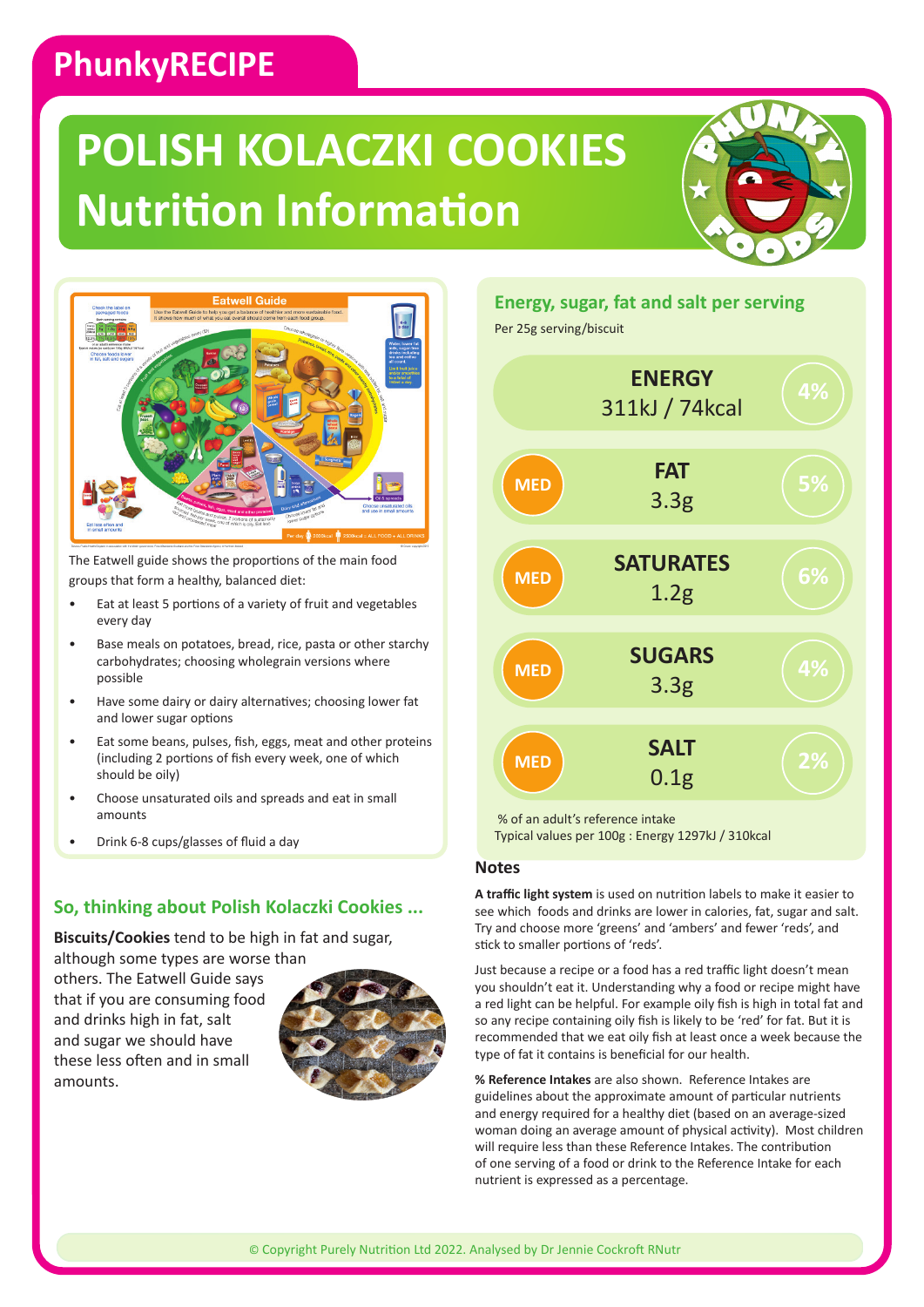## PhunkyRECIPE

# POLISH KOLACZKI COOKIES Nutrition Information

The Eatwell guide shows the proportions of the main food groups that form a healthy, balanced diet:

- Eat at least 5 portions of a variety of fruit and vegetables every day
- Base meals on potatoes, bread, rice, pasta or other starchy carbohydrates; choosing wholegrain versions where possible
- Have some dairy or dairy alternatives; choosing lower fat and lower sugar options
- Eat some beans, pulses, fish, eggs, meat and other proteins (including 2 portions of fish every week, one of which should be oily)
- Choose unsaturated oils and spreads and eat in small amounts
- Drink 6-8 cups/glasses of fluid a day

## Energy, sugar, fat and salt per serving

Per 25g serving/biscuit

| | | |
|---|---|---|
| | ENERGY 311kJ / 74kcal | 4% |
| MED | FAT 3.3g | 5% |
| MED | SATURATES 1.2g | 6% |
| MED | SUGARS 3.3g | 4% |
| MED | SALT 0.1g | 2% |

% of an adult's reference intake

Typical values per 100g : Energy 1297kJ / 310kcal

## So, thinking about Polish Kolaczki Cookies ...

**Biscuits/Cookies** tend to be high in fat and sugar, although some types are worse than others. The Eatwell Guide says that if you are consuming food and drinks high in fat, salt and sugar we should have these less often and in small amounts.

## Notes

**A traffic light system** is used on nutrition labels to make it easier to see which foods and drinks are lower in calories, fat, sugar and salt. Try and choose more 'greens' and 'ambers' and fewer 'reds', and stick to smaller portions of 'reds'.

Just because a recipe or a food has a red traffic light doesn't mean you shouldn't eat it. Understanding why a food or recipe might have a red light can be helpful. For example oily fish is high in total fat and so any recipe containing oily fish is likely to be 'red' for fat. But it is recommended that we eat oily fish at least once a week because the type of fat it contains is beneficial for our health.

**% Reference Intakes** are also shown. Reference Intakes are guidelines about the approximate amount of particular nutrients and energy required for a healthy diet (based on an average-sized woman doing an average amount of physical activity). Most children will require less than these Reference Intakes. The contribution of one serving of a food or drink to the Reference Intake for each nutrient is expressed as a percentage.

© Copyright Purely Nutrition Ltd 2022. Analysed by Dr Jennie Cockroft RNutr